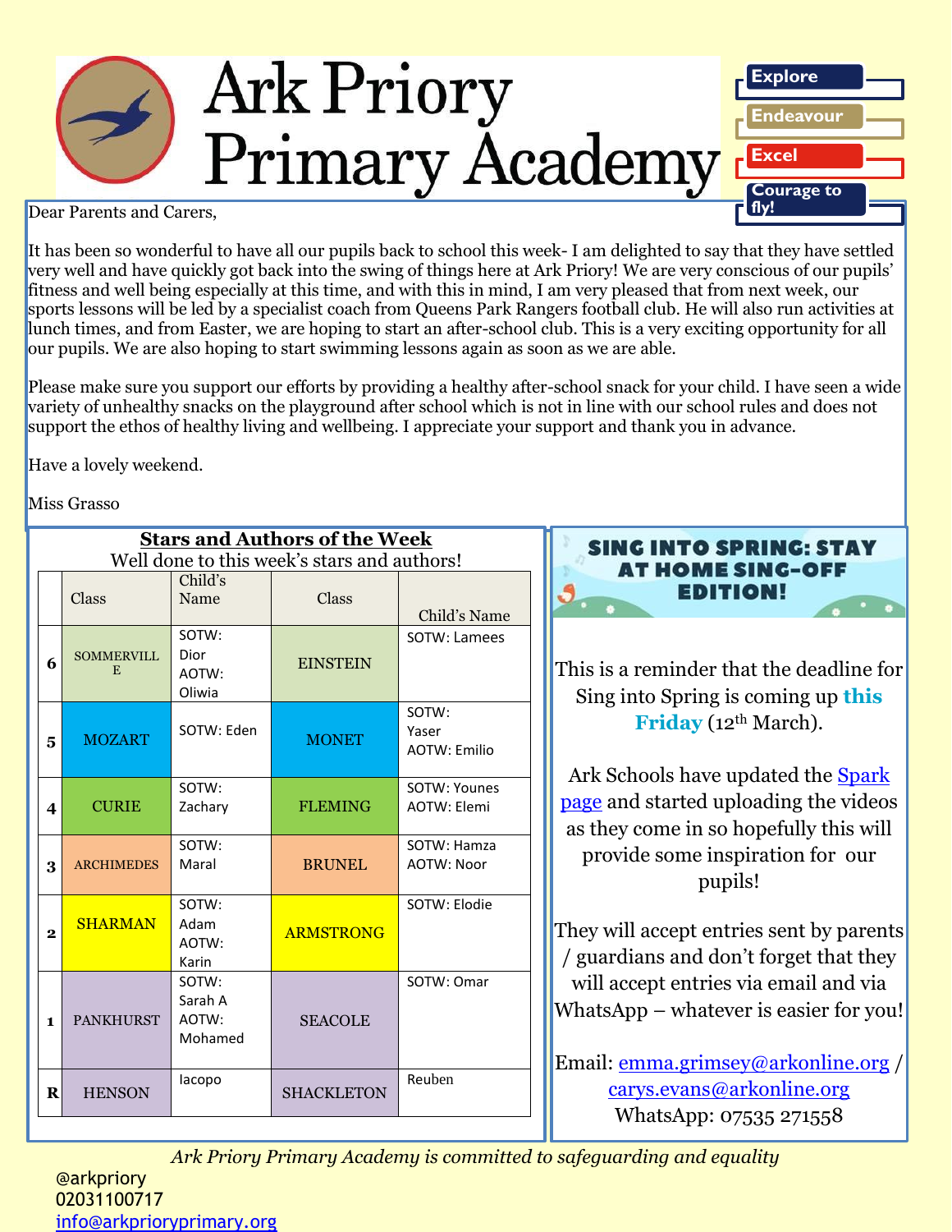# Ark Priory Primary Academy

**Explore**
**Endeavour**
**Excel**
**Courage to fly!**

Dear Parents and Carers,

It has been so wonderful to have all our pupils back to school this week- I am delighted to say that they have settled very well and have quickly got back into the swing of things here at Ark Priory! We are very conscious of our pupils' fitness and well being especially at this time, and with this in mind, I am very pleased that from next week, our sports lessons will be led by a specialist coach from Queens Park Rangers football club. He will also run activities at lunch times, and from Easter, we are hoping to start an after-school club. This is a very exciting opportunity for all our pupils. We are also hoping to start swimming lessons again as soon as we are able.

Please make sure you support our efforts by providing a healthy after-school snack for your child. I have seen a wide variety of unhealthy snacks on the playground after school which is not in line with our school rules and does not support the ethos of healthy living and wellbeing. I appreciate your support and thank you in advance.

Have a lovely weekend.

Miss Grasso

## Stars and Authors of the Week

Well done to this week's stars and authors!

| | Class | Child's Name | Class | Child's Name |
|---|---|---|---|---|
| 6 | SOMMERVILLE | SOTW: Dior AOTW: Oliwia | EINSTEIN | SOTW: Lamees |
| 5 | MOZART | SOTW: Eden | MONET | SOTW: Yaser AOTW: Emilio |
| 4 | CURIE | SOTW: Zachary | FLEMING | SOTW: Younes AOTW: Elemi |
| 3 | ARCHIMEDES | SOTW: Maral | BRUNEL | SOTW: Hamza AOTW: Noor |
| 2 | SHARMAN | SOTW: Adam AOTW: Karin | ARMSTRONG | SOTW: Elodie |
| 1 | PANKHURST | SOTW: Sarah A AOTW: Mohamed | SEACOLE | SOTW: Omar |
| R | HENSON | Iacopo | SHACKLETON | Reuben |

## SING INTO SPRING: STAY AT HOME SING-OFF EDITION!

This is a reminder that the deadline for Sing into Spring is coming up **this Friday** (12th March).

Ark Schools have updated the Spark page and started uploading the videos as they come in so hopefully this will provide some inspiration for our pupils!

They will accept entries sent by parents / guardians and don't forget that they will accept entries via email and via WhatsApp – whatever is easier for you!

Email: emma.grimsey@arkonline.org / carys.evans@arkonline.org
WhatsApp: 07535 271558

*Ark Priory Primary Academy is committed to safeguarding and equality*

@arkpriory
02031100717
info@arkprioryprimary.org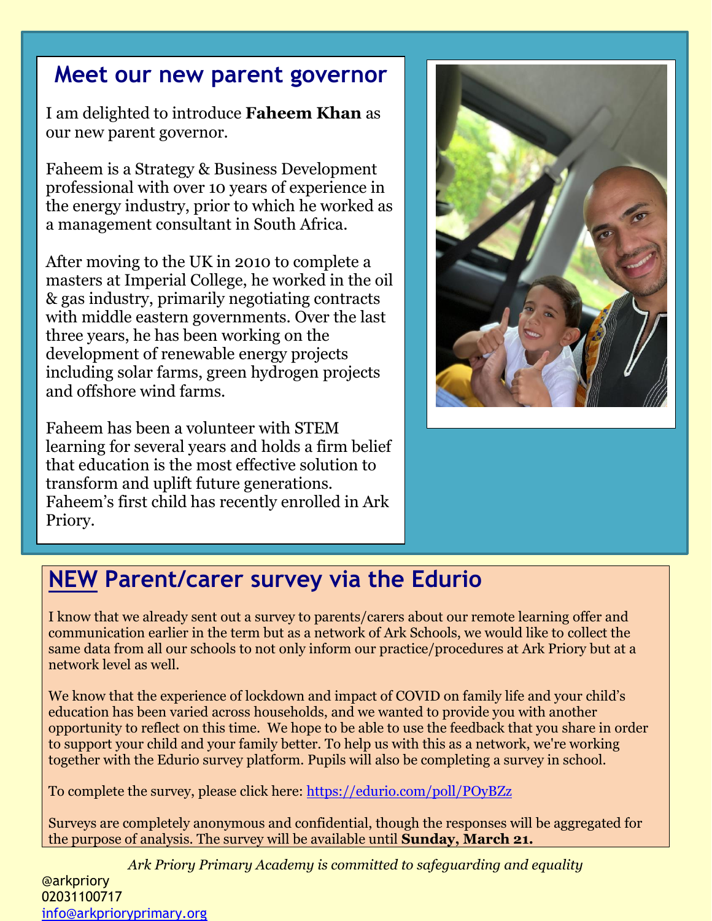## Meet our new parent governor

I am delighted to introduce **Faheem Khan** as our new parent governor.

Faheem is a Strategy & Business Development professional with over 10 years of experience in the energy industry, prior to which he worked as a management consultant in South Africa.

After moving to the UK in 2010 to complete a masters at Imperial College, he worked in the oil & gas industry, primarily negotiating contracts with middle eastern governments. Over the last three years, he has been working on the development of renewable energy projects including solar farms, green hydrogen projects and offshore wind farms.

Faheem has been a volunteer with STEM learning for several years and holds a firm belief that education is the most effective solution to transform and uplift future generations. Faheem's first child has recently enrolled in Ark Priory.

## NEW Parent/carer survey via the Edurio

I know that we already sent out a survey to parents/carers about our remote learning offer and communication earlier in the term but as a network of Ark Schools, we would like to collect the same data from all our schools to not only inform our practice/procedures at Ark Priory but at a network level as well.

We know that the experience of lockdown and impact of COVID on family life and your child's education has been varied across households, and we wanted to provide you with another opportunity to reflect on this time. We hope to be able to use the feedback that you share in order to support your child and your family better. To help us with this as a network, we're working together with the Edurio survey platform. Pupils will also be completing a survey in school.

To complete the survey, please click here: https://edurio.com/poll/POyBZz

Surveys are completely anonymous and confidential, though the responses will be aggregated for the purpose of analysis. The survey will be available until **Sunday, March 21.**

*Ark Priory Primary Academy is committed to safeguarding and equality*

@arkpriory
02031100717
info@arkprioryprimary.org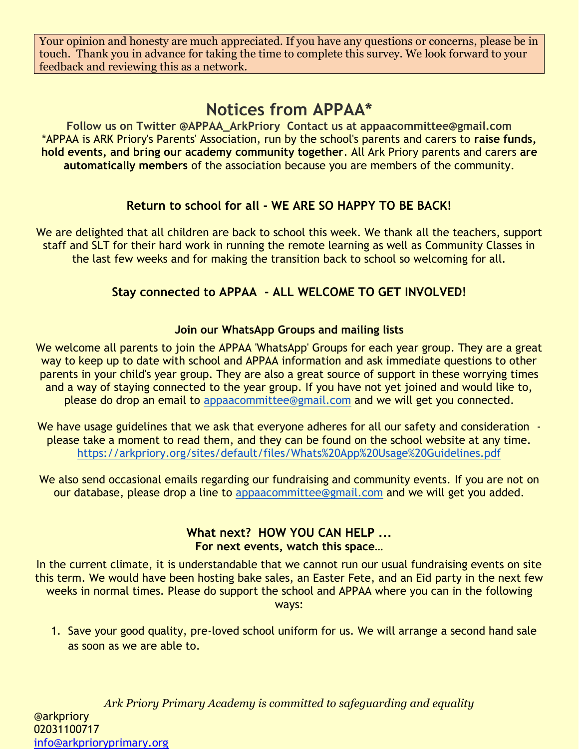Your opinion and honesty are much appreciated. If you have any questions or concerns, please be in touch. Thank you in advance for taking the time to complete this survey. We look forward to your feedback and reviewing this as a network.

## Notices from APPAA*

**Follow us on Twitter @APPAA_ArkPriory Contact us at appaacommittee@gmail.com**

*APPAA is ARK Priory's Parents' Association, run by the school's parents and carers to **raise funds, hold events, and bring our academy community together**. All Ark Priory parents and carers **are automatically members** of the association because you are members of the community.

### Return to school for all - WE ARE SO HAPPY TO BE BACK!

We are delighted that all children are back to school this week. We thank all the teachers, support staff and SLT for their hard work in running the remote learning as well as Community Classes in the last few weeks and for making the transition back to school so welcoming for all.

### Stay connected to APPAA - ALL WELCOME TO GET INVOLVED!

#### Join our WhatsApp Groups and mailing lists

We welcome all parents to join the APPAA 'WhatsApp' Groups for each year group. They are a great way to keep up to date with school and APPAA information and ask immediate questions to other parents in your child's year group. They are also a great source of support in these worrying times and a way of staying connected to the year group. If you have not yet joined and would like to, please do drop an email to appaacommittee@gmail.com and we will get you connected.

We have usage guidelines that we ask that everyone adheres for all our safety and consideration - please take a moment to read them, and they can be found on the school website at any time. https://arkpriory.org/sites/default/files/Whats%20App%20Usage%20Guidelines.pdf

We also send occasional emails regarding our fundraising and community events. If you are not on our database, please drop a line to appaacommittee@gmail.com and we will get you added.

### What next? HOW YOU CAN HELP ...

#### For next events, watch this space…

In the current climate, it is understandable that we cannot run our usual fundraising events on site this term. We would have been hosting bake sales, an Easter Fete, and an Eid party in the next few weeks in normal times. Please do support the school and APPAA where you can in the following ways:

1. Save your good quality, pre-loved school uniform for us. We will arrange a second hand sale as soon as we are able to.

*Ark Priory Primary Academy is committed to safeguarding and equality*

@arkpriory
02031100717
info@arkprioryprimary.org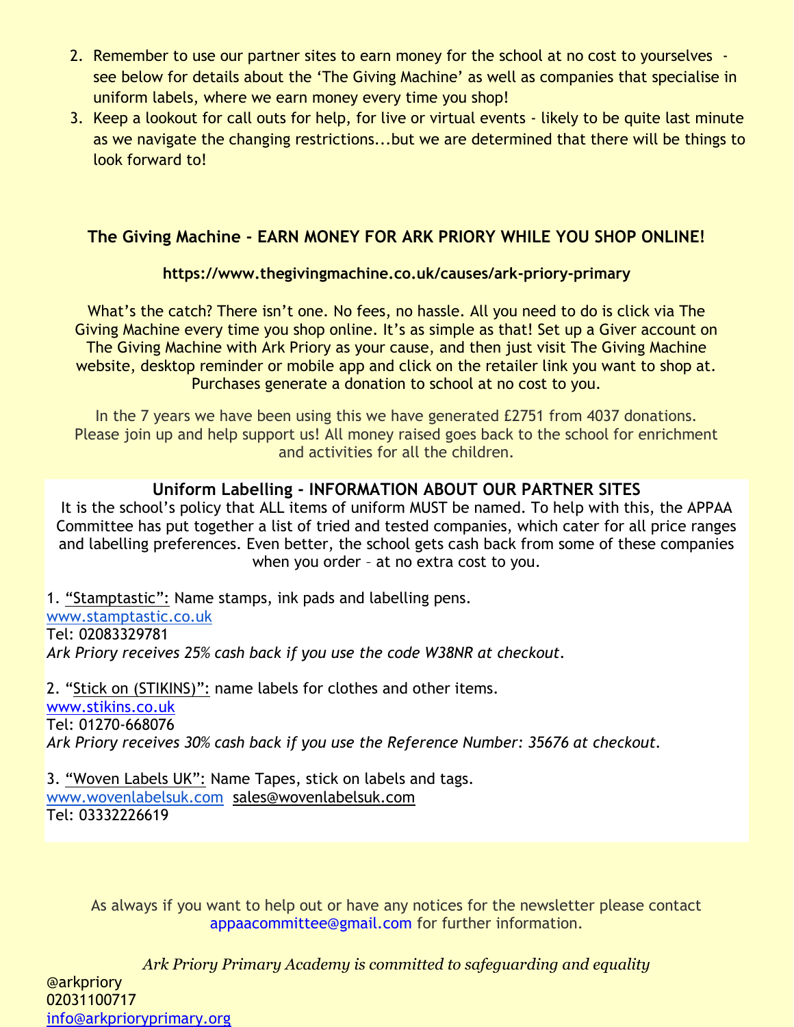2. Remember to use our partner sites to earn money for the school at no cost to yourselves - see below for details about the 'The Giving Machine' as well as companies that specialise in uniform labels, where we earn money every time you shop!
3. Keep a lookout for call outs for help, for live or virtual events - likely to be quite last minute as we navigate the changing restrictions...but we are determined that there will be things to look forward to!

**The Giving Machine - EARN MONEY FOR ARK PRIORY WHILE YOU SHOP ONLINE!**

**https://www.thegivingmachine.co.uk/causes/ark-priory-primary**

What's the catch? There isn't one. No fees, no hassle. All you need to do is click via The Giving Machine every time you shop online. It's as simple as that! Set up a Giver account on The Giving Machine with Ark Priory as your cause, and then just visit The Giving Machine website, desktop reminder or mobile app and click on the retailer link you want to shop at. Purchases generate a donation to school at no cost to you.

In the 7 years we have been using this we have generated £2751 from 4037 donations. Please join up and help support us! All money raised goes back to the school for enrichment and activities for all the children.

**Uniform Labelling - INFORMATION ABOUT OUR PARTNER SITES**

It is the school's policy that ALL items of uniform MUST be named. To help with this, the APPAA Committee has put together a list of tried and tested companies, which cater for all price ranges and labelling preferences. Even better, the school gets cash back from some of these companies when you order – at no extra cost to you.

1. "Stamptastic": Name stamps, ink pads and labelling pens.
www.stamptastic.co.uk
Tel: 02083329781
*Ark Priory receives 25% cash back if you use the code W38NR at checkout.*

2. "Stick on (STIKINS)": name labels for clothes and other items.
www.stikins.co.uk
Tel: 01270-668076
*Ark Priory receives 30% cash back if you use the Reference Number: 35676 at checkout.*

3. "Woven Labels UK": Name Tapes, stick on labels and tags.
www.wovenlabelsuk.com sales@wovenlabelsuk.com
Tel: 03332226619

As always if you want to help out or have any notices for the newsletter please contact appaacommittee@gmail.com for further information.

*Ark Priory Primary Academy is committed to safeguarding and equality*

@arkpriory
02031100717
info@arkprioryprimary.org